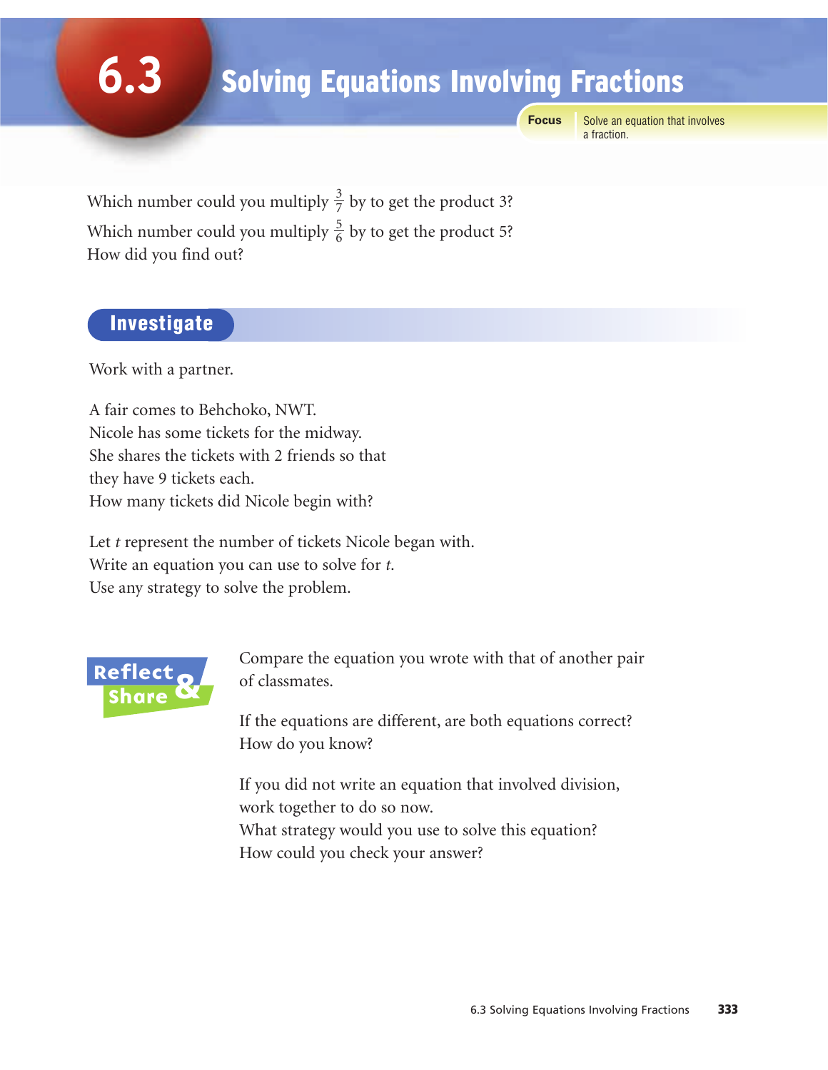# 6.3 Solving Equations Involving Fractions

**Focus** Solve an equation that involves a fraction.

Which number could you multiply $\frac{3}{7}$ by to get the product 3?

Which number could you multiply $\frac{5}{6}$ by to get the product 5?

How did you find out?

## Investigate

Work with a partner.

A fair comes to Behchoko, NWT.
Nicole has some tickets for the midway.
She shares the tickets with 2 friends so that they have 9 tickets each.
How many tickets did Nicole begin with?

Let $t$ represent the number of tickets Nicole began with.
Write an equation you can use to solve for $t$.
Use any strategy to solve the problem.

## Reflect & Share

Compare the equation you wrote with that of another pair of classmates.

If the equations are different, are both equations correct?
How do you know?

If you did not write an equation that involved division, work together to do so now.
What strategy would you use to solve this equation?
How could you check your answer?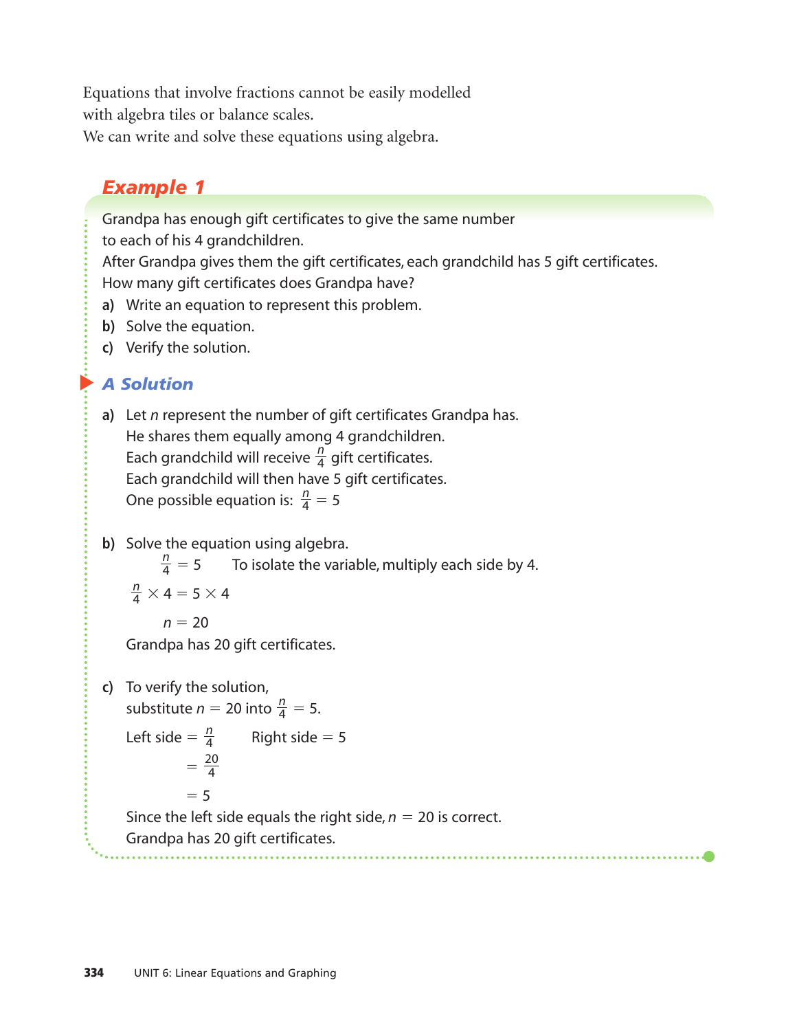Equations that involve fractions cannot be easily modelled with algebra tiles or balance scales.
We can write and solve these equations using algebra.

## Example 1

Grandpa has enough gift certificates to give the same number to each of his 4 grandchildren.
After Grandpa gives them the gift certificates, each grandchild has 5 gift certificates.
How many gift certificates does Grandpa have?

**a)** Write an equation to represent this problem.
**b)** Solve the equation.
**c)** Verify the solution.

### A Solution

**a)** Let $n$ represent the number of gift certificates Grandpa has.
He shares them equally among 4 grandchildren.
Each grandchild will receive $\frac{n}{4}$ gift certificates.
Each grandchild will then have 5 gift certificates.
One possible equation is: $\frac{n}{4} = 5$

**b)** Solve the equation using algebra.

$\frac{n}{4} = 5$ &nbsp;&nbsp;&nbsp; To isolate the variable, multiply each side by 4.

$\frac{n}{4} \times 4 = 5 \times 4$

$n = 20$

Grandpa has 20 gift certificates.

**c)** To verify the solution,
substitute $n = 20$ into $\frac{n}{4} = 5$.

Left side $= \frac{n}{4}$ &nbsp;&nbsp;&nbsp; Right side $= 5$

$= \frac{20}{4}$

$= 5$

Since the left side equals the right side, $n = 20$ is correct.
Grandpa has 20 gift certificates.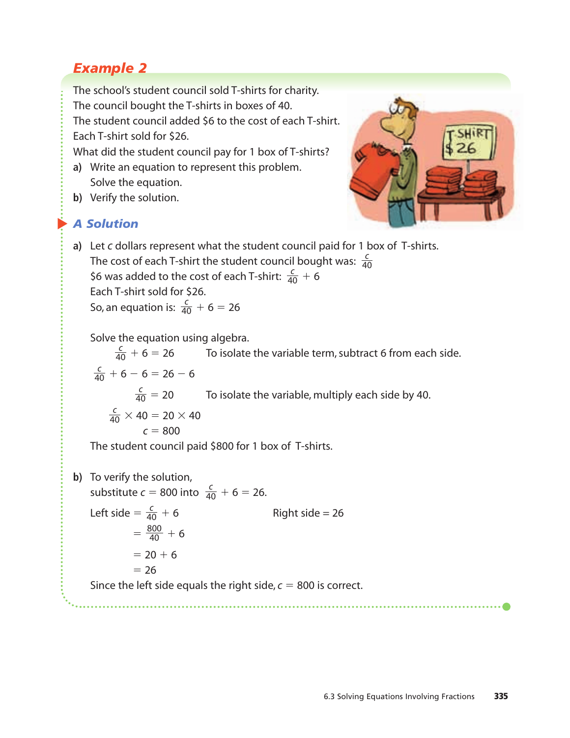## Example 2

The school's student council sold T-shirts for charity.
The council bought the T-shirts in boxes of 40.
The student council added \$6 to the cost of each T-shirt.
Each T-shirt sold for \$26.
What did the student council pay for 1 box of T-shirts?

**a)** Write an equation to represent this problem.
Solve the equation.

**b)** Verify the solution.

### A Solution

**a)** Let $c$ dollars represent what the student council paid for 1 box of T-shirts.
The cost of each T-shirt the student council bought was: $\frac{c}{40}$
\$6 was added to the cost of each T-shirt: $\frac{c}{40} + 6$
Each T-shirt sold for \$26.
So, an equation is: $\frac{c}{40} + 6 = 26$

Solve the equation using algebra.

$\frac{c}{40} + 6 = 26$ To isolate the variable term, subtract 6 from each side.

$\frac{c}{40} + 6 - 6 = 26 - 6$

$\frac{c}{40} = 20$ To isolate the variable, multiply each side by 40.

$\frac{c}{40} \times 40 = 20 \times 40$

$c = 800$

The student council paid \$800 for 1 box of T-shirts.

**b)** To verify the solution,
substitute $c = 800$ into $\frac{c}{40} + 6 = 26$.

Left side $= \frac{c}{40} + 6$
$= \frac{800}{40} + 6$
$= 20 + 6$
$= 26$

Right side $= 26$

Since the left side equals the right side, $c = 800$ is correct.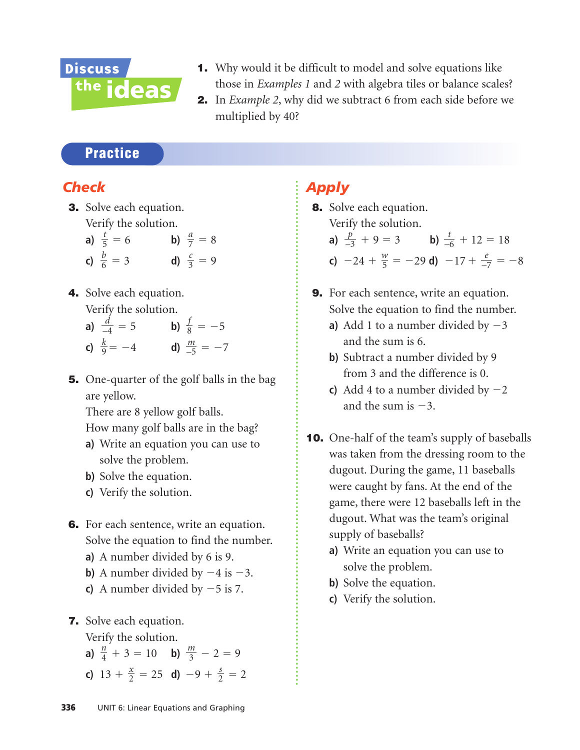## Discuss the ideas

1. Why would it be difficult to model and solve equations like those in *Examples 1* and *2* with algebra tiles or balance scales?
2. In *Example 2*, why did we subtract 6 from each side before we multiplied by 40?

## Practice

### Check

3. Solve each equation.
   Verify the solution.
   a) $\frac{t}{5} = 6$  b) $\frac{a}{7} = 8$
   c) $\frac{b}{6} = 3$  d) $\frac{c}{3} = 9$

4. Solve each equation.
   Verify the solution.
   a) $\frac{d}{-4} = 5$  b) $\frac{f}{8} = -5$
   c) $\frac{k}{9} = -4$  d) $\frac{m}{-5} = -7$

5. One-quarter of the golf balls in the bag are yellow.
   There are 8 yellow golf balls.
   How many golf balls are in the bag?
   a) Write an equation you can use to solve the problem.
   b) Solve the equation.
   c) Verify the solution.

6. For each sentence, write an equation.
   Solve the equation to find the number.
   a) A number divided by 6 is 9.
   b) A number divided by $-4$ is $-3$.
   c) A number divided by $-5$ is 7.

7. Solve each equation.
   Verify the solution.
   a) $\frac{n}{4} + 3 = 10$  b) $\frac{m}{3} - 2 = 9$
   c) $13 + \frac{x}{2} = 25$  d) $-9 + \frac{s}{2} = 2$

### Apply

8. Solve each equation.
   Verify the solution.
   a) $\frac{p}{-3} + 9 = 3$  b) $\frac{t}{-6} + 12 = 18$
   c) $-24 + \frac{w}{5} = -29$  d) $-17 + \frac{e}{-7} = -8$

9. For each sentence, write an equation.
   Solve the equation to find the number.
   a) Add 1 to a number divided by $-3$ and the sum is 6.
   b) Subtract a number divided by 9 from 3 and the difference is 0.
   c) Add 4 to a number divided by $-2$ and the sum is $-3$.

10. One-half of the team's supply of baseballs was taken from the dressing room to the dugout. During the game, 11 baseballs were caught by fans. At the end of the game, there were 12 baseballs left in the dugout. What was the team's original supply of baseballs?
    a) Write an equation you can use to solve the problem.
    b) Solve the equation.
    c) Verify the solution.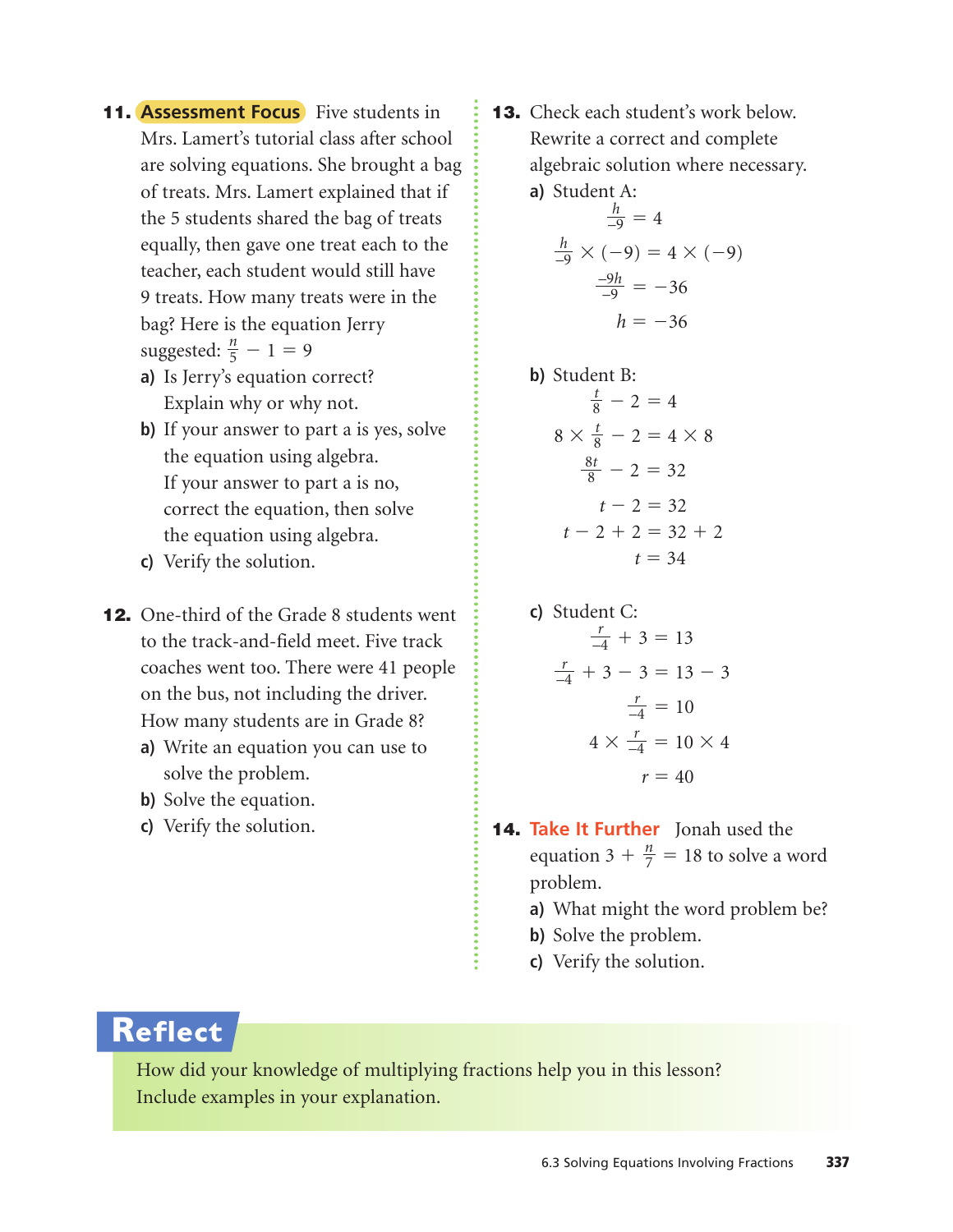**11.** **Assessment Focus** Five students in Mrs. Lamert's tutorial class after school are solving equations. She brought a bag of treats. Mrs. Lamert explained that if the 5 students shared the bag of treats equally, then gave one treat each to the teacher, each student would still have 9 treats. How many treats were in the bag? Here is the equation Jerry suggested: $\frac{n}{5} - 1 = 9$

**a)** Is Jerry's equation correct? Explain why or why not.

**b)** If your answer to part a is yes, solve the equation using algebra. If your answer to part a is no, correct the equation, then solve the equation using algebra.

**c)** Verify the solution.

**12.** One-third of the Grade 8 students went to the track-and-field meet. Five track coaches went too. There were 41 people on the bus, not including the driver. How many students are in Grade 8?

**a)** Write an equation you can use to solve the problem.

**b)** Solve the equation.

**c)** Verify the solution.

**13.** Check each student's work below. Rewrite a correct and complete algebraic solution where necessary.

**a)** Student A:

$$\frac{h}{-9} = 4$$
$$\frac{h}{-9} \times (-9) = 4 \times (-9)$$
$$\frac{-9h}{-9} = -36$$
$$h = -36$$

**b)** Student B:

$$\frac{t}{8} - 2 = 4$$
$$8 \times \frac{t}{8} - 2 = 4 \times 8$$
$$\frac{8t}{8} - 2 = 32$$
$$t - 2 = 32$$
$$t - 2 + 2 = 32 + 2$$
$$t = 34$$

**c)** Student C:

$$\frac{r}{-4} + 3 = 13$$
$$\frac{r}{-4} + 3 - 3 = 13 - 3$$
$$\frac{r}{-4} = 10$$
$$4 \times \frac{r}{-4} = 10 \times 4$$
$$r = 40$$

**14.** **Take It Further** Jonah used the equation $3 + \frac{n}{7} = 18$ to solve a word problem.

**a)** What might the word problem be?

**b)** Solve the problem.

**c)** Verify the solution.

## Reflect

How did your knowledge of multiplying fractions help you in this lesson? Include examples in your explanation.